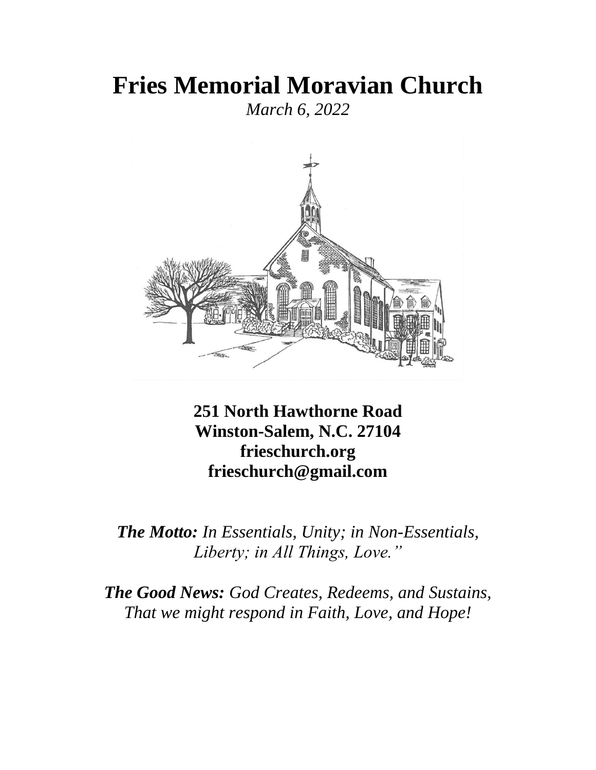# Fries Memorial Moravian Church

*March 6, 2022*

**251 North Hawthorne Road**
**Winston-Salem, N.C. 27104**
**frieschurch.org**
**frieschurch@gmail.com**

***The Motto:*** *In Essentials, Unity; in Non-Essentials, Liberty; in All Things, Love."*

***The Good News:*** *God Creates, Redeems, and Sustains, That we might respond in Faith, Love, and Hope!*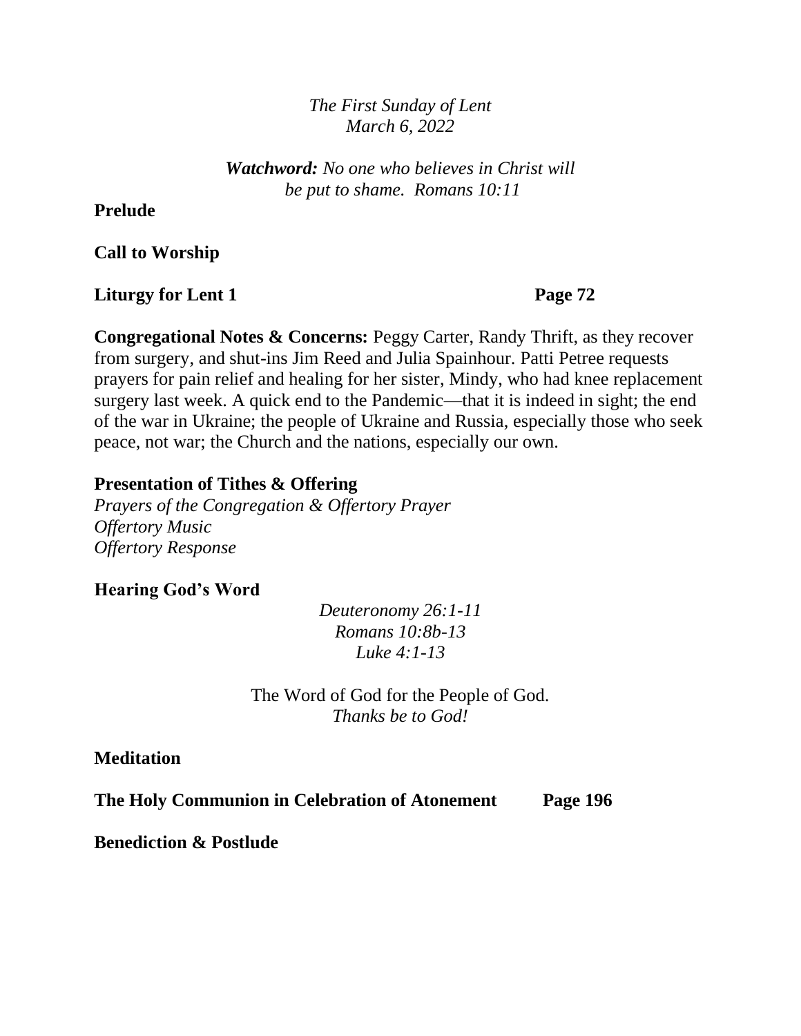*The First Sunday of Lent*
*March 6, 2022*

***Watchword:*** *No one who believes in Christ will be put to shame. Romans 10:11*

**Prelude**

**Call to Worship**

**Liturgy for Lent 1** **Page 72**

**Congregational Notes & Concerns:** Peggy Carter, Randy Thrift, as they recover from surgery, and shut-ins Jim Reed and Julia Spainhour. Patti Petree requests prayers for pain relief and healing for her sister, Mindy, who had knee replacement surgery last week. A quick end to the Pandemic—that it is indeed in sight; the end of the war in Ukraine; the people of Ukraine and Russia, especially those who seek peace, not war; the Church and the nations, especially our own.

**Presentation of Tithes & Offering**
*Prayers of the Congregation & Offertory Prayer*
*Offertory Music*
*Offertory Response*

**Hearing God's Word**

*Deuteronomy 26:1-11*
*Romans 10:8b-13*
*Luke 4:1-13*

The Word of God for the People of God.
*Thanks be to God!*

**Meditation**

**The Holy Communion in Celebration of Atonement** **Page 196**

**Benediction & Postlude**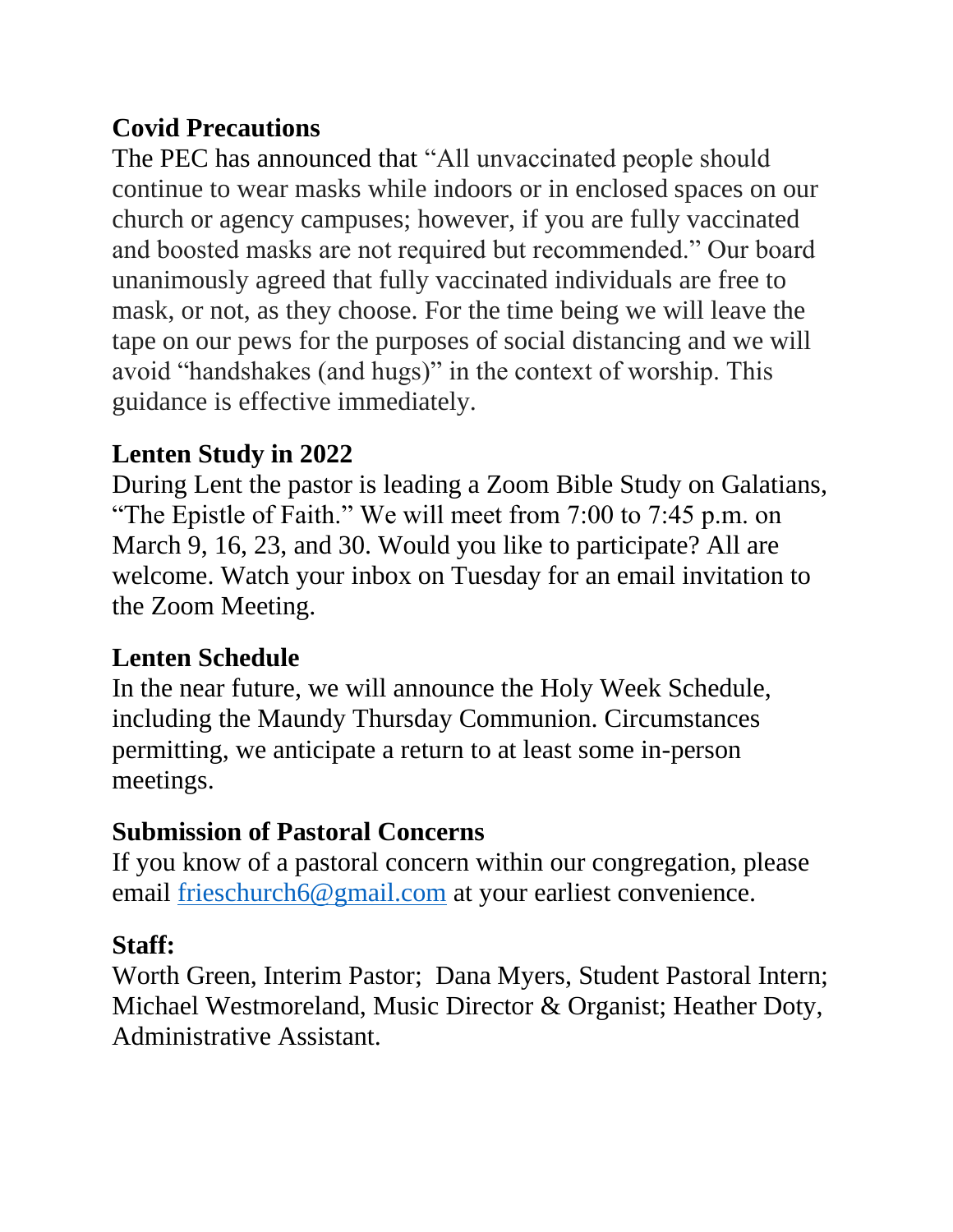**Covid Precautions**

The PEC has announced that "All unvaccinated people should continue to wear masks while indoors or in enclosed spaces on our church or agency campuses; however, if you are fully vaccinated and boosted masks are not required but recommended." Our board unanimously agreed that fully vaccinated individuals are free to mask, or not, as they choose. For the time being we will leave the tape on our pews for the purposes of social distancing and we will avoid "handshakes (and hugs)" in the context of worship. This guidance is effective immediately.

**Lenten Study in 2022**

During Lent the pastor is leading a Zoom Bible Study on Galatians, "The Epistle of Faith." We will meet from 7:00 to 7:45 p.m. on March 9, 16, 23, and 30. Would you like to participate? All are welcome. Watch your inbox on Tuesday for an email invitation to the Zoom Meeting.

**Lenten Schedule**

In the near future, we will announce the Holy Week Schedule, including the Maundy Thursday Communion. Circumstances permitting, we anticipate a return to at least some in-person meetings.

**Submission of Pastoral Concerns**

If you know of a pastoral concern within our congregation, please email frieschurch6@gmail.com at your earliest convenience.

**Staff:**

Worth Green, Interim Pastor; Dana Myers, Student Pastoral Intern; Michael Westmoreland, Music Director & Organist; Heather Doty, Administrative Assistant.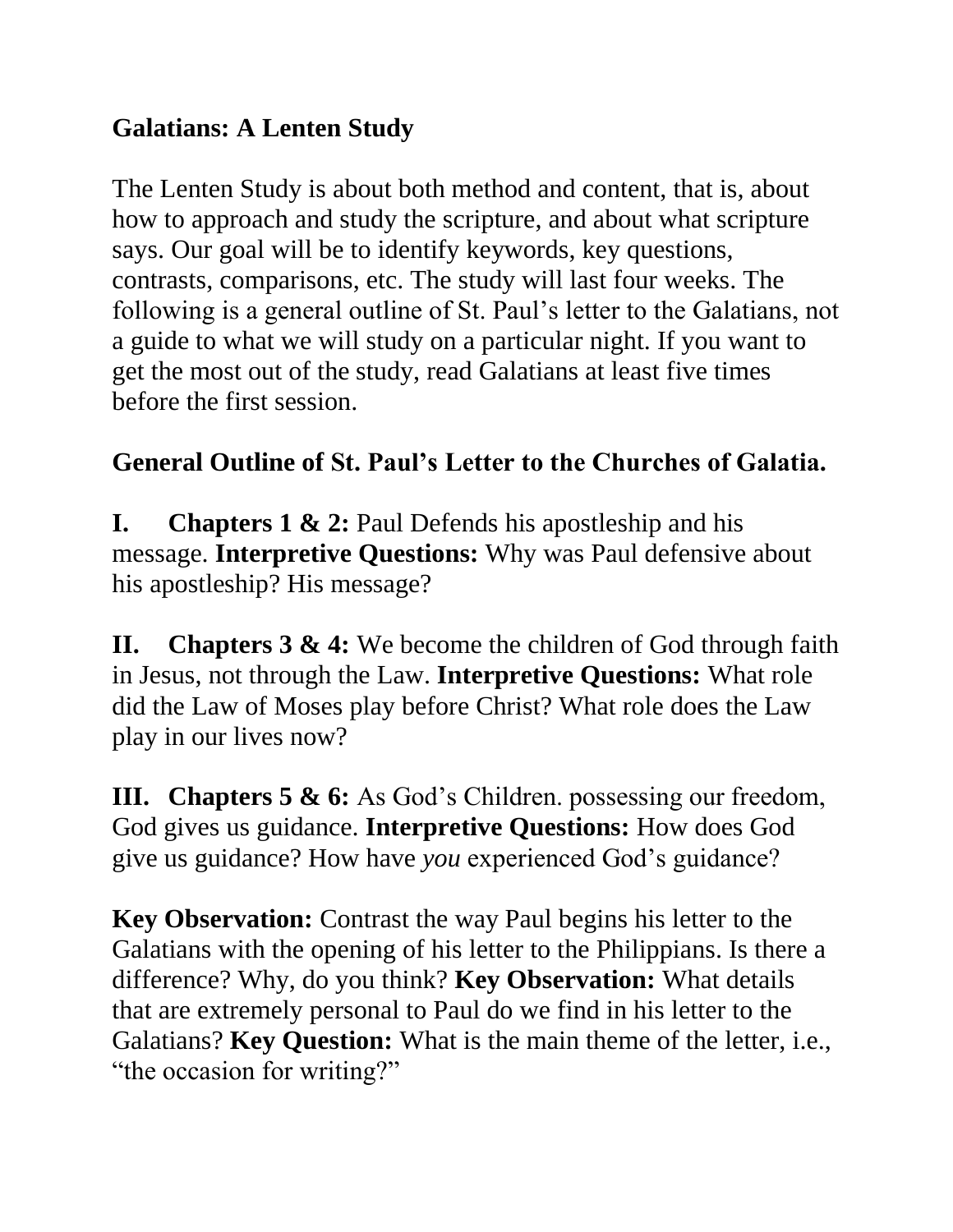**Galatians: A Lenten Study**

The Lenten Study is about both method and content, that is, about how to approach and study the scripture, and about what scripture says. Our goal will be to identify keywords, key questions, contrasts, comparisons, etc. The study will last four weeks. The following is a general outline of St. Paul's letter to the Galatians, not a guide to what we will study on a particular night. If you want to get the most out of the study, read Galatians at least five times before the first session.

**General Outline of St. Paul's Letter to the Churches of Galatia.**

**I. Chapters 1 & 2:** Paul Defends his apostleship and his message. **Interpretive Questions:** Why was Paul defensive about his apostleship? His message?

**II. Chapters 3 & 4:** We become the children of God through faith in Jesus, not through the Law. **Interpretive Questions:** What role did the Law of Moses play before Christ? What role does the Law play in our lives now?

**III. Chapters 5 & 6:** As God's Children. possessing our freedom, God gives us guidance. **Interpretive Questions:** How does God give us guidance? How have *you* experienced God's guidance?

**Key Observation:** Contrast the way Paul begins his letter to the Galatians with the opening of his letter to the Philippians. Is there a difference? Why, do you think? **Key Observation:** What details that are extremely personal to Paul do we find in his letter to the Galatians? **Key Question:** What is the main theme of the letter, i.e., "the occasion for writing?"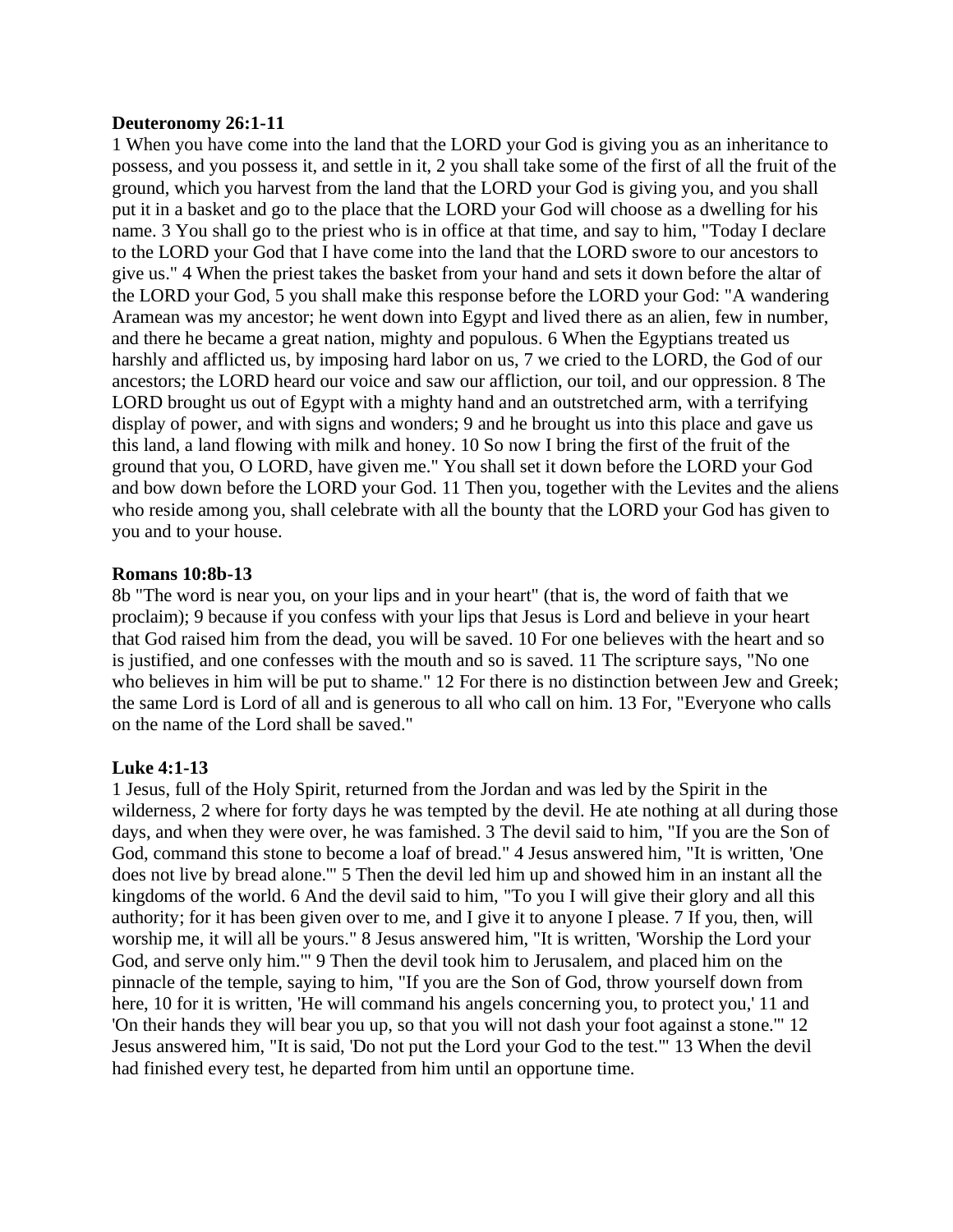**Deuteronomy 26:1-11**

1 When you have come into the land that the LORD your God is giving you as an inheritance to possess, and you possess it, and settle in it, 2 you shall take some of the first of all the fruit of the ground, which you harvest from the land that the LORD your God is giving you, and you shall put it in a basket and go to the place that the LORD your God will choose as a dwelling for his name. 3 You shall go to the priest who is in office at that time, and say to him, "Today I declare to the LORD your God that I have come into the land that the LORD swore to our ancestors to give us." 4 When the priest takes the basket from your hand and sets it down before the altar of the LORD your God, 5 you shall make this response before the LORD your God: "A wandering Aramean was my ancestor; he went down into Egypt and lived there as an alien, few in number, and there he became a great nation, mighty and populous. 6 When the Egyptians treated us harshly and afflicted us, by imposing hard labor on us, 7 we cried to the LORD, the God of our ancestors; the LORD heard our voice and saw our affliction, our toil, and our oppression. 8 The LORD brought us out of Egypt with a mighty hand and an outstretched arm, with a terrifying display of power, and with signs and wonders; 9 and he brought us into this place and gave us this land, a land flowing with milk and honey. 10 So now I bring the first of the fruit of the ground that you, O LORD, have given me." You shall set it down before the LORD your God and bow down before the LORD your God. 11 Then you, together with the Levites and the aliens who reside among you, shall celebrate with all the bounty that the LORD your God has given to you and to your house.

**Romans 10:8b-13**

8b "The word is near you, on your lips and in your heart" (that is, the word of faith that we proclaim); 9 because if you confess with your lips that Jesus is Lord and believe in your heart that God raised him from the dead, you will be saved. 10 For one believes with the heart and so is justified, and one confesses with the mouth and so is saved. 11 The scripture says, "No one who believes in him will be put to shame." 12 For there is no distinction between Jew and Greek; the same Lord is Lord of all and is generous to all who call on him. 13 For, "Everyone who calls on the name of the Lord shall be saved."

**Luke 4:1-13**

1 Jesus, full of the Holy Spirit, returned from the Jordan and was led by the Spirit in the wilderness, 2 where for forty days he was tempted by the devil. He ate nothing at all during those days, and when they were over, he was famished. 3 The devil said to him, "If you are the Son of God, command this stone to become a loaf of bread." 4 Jesus answered him, "It is written, 'One does not live by bread alone.'" 5 Then the devil led him up and showed him in an instant all the kingdoms of the world. 6 And the devil said to him, "To you I will give their glory and all this authority; for it has been given over to me, and I give it to anyone I please. 7 If you, then, will worship me, it will all be yours." 8 Jesus answered him, "It is written, 'Worship the Lord your God, and serve only him.'" 9 Then the devil took him to Jerusalem, and placed him on the pinnacle of the temple, saying to him, "If you are the Son of God, throw yourself down from here, 10 for it is written, 'He will command his angels concerning you, to protect you,' 11 and 'On their hands they will bear you up, so that you will not dash your foot against a stone.'" 12 Jesus answered him, "It is said, 'Do not put the Lord your God to the test.'" 13 When the devil had finished every test, he departed from him until an opportune time.